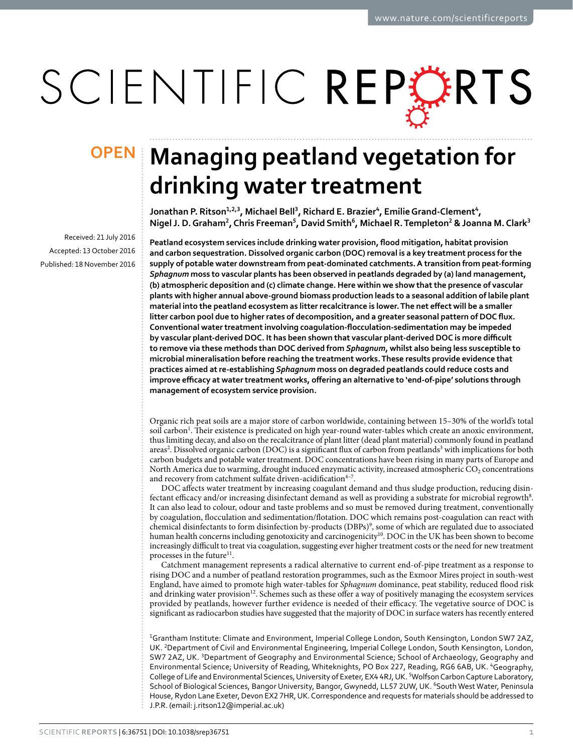OPEN

# Managing peatland vegetation for drinking water treatment

Jonathan P. Ritson[1,2,3], Michael Bell[3], Richard E. Brazier[4], Emilie Grand-Clement[4], Nigel J. D. Graham[2], Chris Freeman[5], David Smith[6], Michael R. Templeton[2] & Joanna M. Clark[3]

Received: 21 July 2016
Accepted: 13 October 2016
Published: 18 November 2016

**Peatland ecosystem services include drinking water provision, flood mitigation, habitat provision and carbon sequestration. Dissolved organic carbon (DOC) removal is a key treatment process for the supply of potable water downstream from peat-dominated catchments. A transition from peat-forming *Sphagnum* moss to vascular plants has been observed in peatlands degraded by (a) land management, (b) atmospheric deposition and (c) climate change. Here within we show that the presence of vascular plants with higher annual above-ground biomass production leads to a seasonal addition of labile plant material into the peatland ecosystem as litter recalcitrance is lower. The net effect will be a smaller litter carbon pool due to higher rates of decomposition, and a greater seasonal pattern of DOC flux. Conventional water treatment involving coagulation-flocculation-sedimentation may be impeded by vascular plant-derived DOC. It has been shown that vascular plant-derived DOC is more difficult to remove via these methods than DOC derived from *Sphagnum*, whilst also being less susceptible to microbial mineralisation before reaching the treatment works. These results provide evidence that practices aimed at re-establishing *Sphagnum* moss on degraded peatlands could reduce costs and improve efficacy at water treatment works, offering an alternative to 'end-of-pipe' solutions through management of ecosystem service provision.**

Organic rich peat soils are a major store of carbon worldwide, containing between 15–30% of the world's total soil carbon[1]. Their existence is predicated on high year-round water-tables which create an anoxic environment, thus limiting decay, and also on the recalcitrance of plant litter (dead plant material) commonly found in peatland areas[2]. Dissolved organic carbon (DOC) is a significant flux of carbon from peatlands[3] with implications for both carbon budgets and potable water treatment. DOC concentrations have been rising in many parts of Europe and North America due to warming, drought induced enzymatic activity, increased atmospheric $CO_2$ concentrations and recovery from catchment sulfate driven-acidification[4–7].

DOC affects water treatment by increasing coagulant demand and thus sludge production, reducing disinfectant efficacy and/or increasing disinfectant demand as well as providing a substrate for microbial regrowth[8]. It can also lead to colour, odour and taste problems and so must be removed during treatment, conventionally by coagulation, flocculation and sedimentation/flotation. DOC which remains post-coagulation can react with chemical disinfectants to form disinfection by-products (DBPs)[9], some of which are regulated due to associated human health concerns including genotoxicity and carcinogenicity[10]. DOC in the UK has been shown to become increasingly difficult to treat via coagulation, suggesting ever higher treatment costs or the need for new treatment processes in the future[11].

Catchment management represents a radical alternative to current end-of-pipe treatment as a response to rising DOC and a number of peatland restoration programmes, such as the Exmoor Mires project in south-west England, have aimed to promote high water-tables for *Sphagnum* dominance, peat stability, reduced flood risk and drinking water provision[12]. Schemes such as these offer a way of positively managing the ecosystem services provided by peatlands, however further evidence is needed of their efficacy. The vegetative source of DOC is significant as radiocarbon studies have suggested that the majority of DOC in surface waters has recently entered

[1]Grantham Institute: Climate and Environment, Imperial College London, South Kensington, London SW7 2AZ, UK. [2]Department of Civil and Environmental Engineering, Imperial College London, South Kensington, London, SW7 2AZ, UK. [3]Department of Geography and Environmental Science; School of Archaeology, Geography and Environmental Science; University of Reading, Whiteknights, PO Box 227, Reading, RG6 6AB, UK. [4]Geography, College of Life and Environmental Sciences, University of Exeter, EX4 4RJ, UK. [5]Wolfson Carbon Capture Laboratory, School of Biological Sciences, Bangor University, Bangor, Gwynedd, LL57 2UW, UK. [6]South West Water, Peninsula House, Rydon Lane Exeter, Devon EX2 7HR, UK. Correspondence and requests for materials should be addressed to J.P.R. (email: j.ritson12@imperial.ac.uk)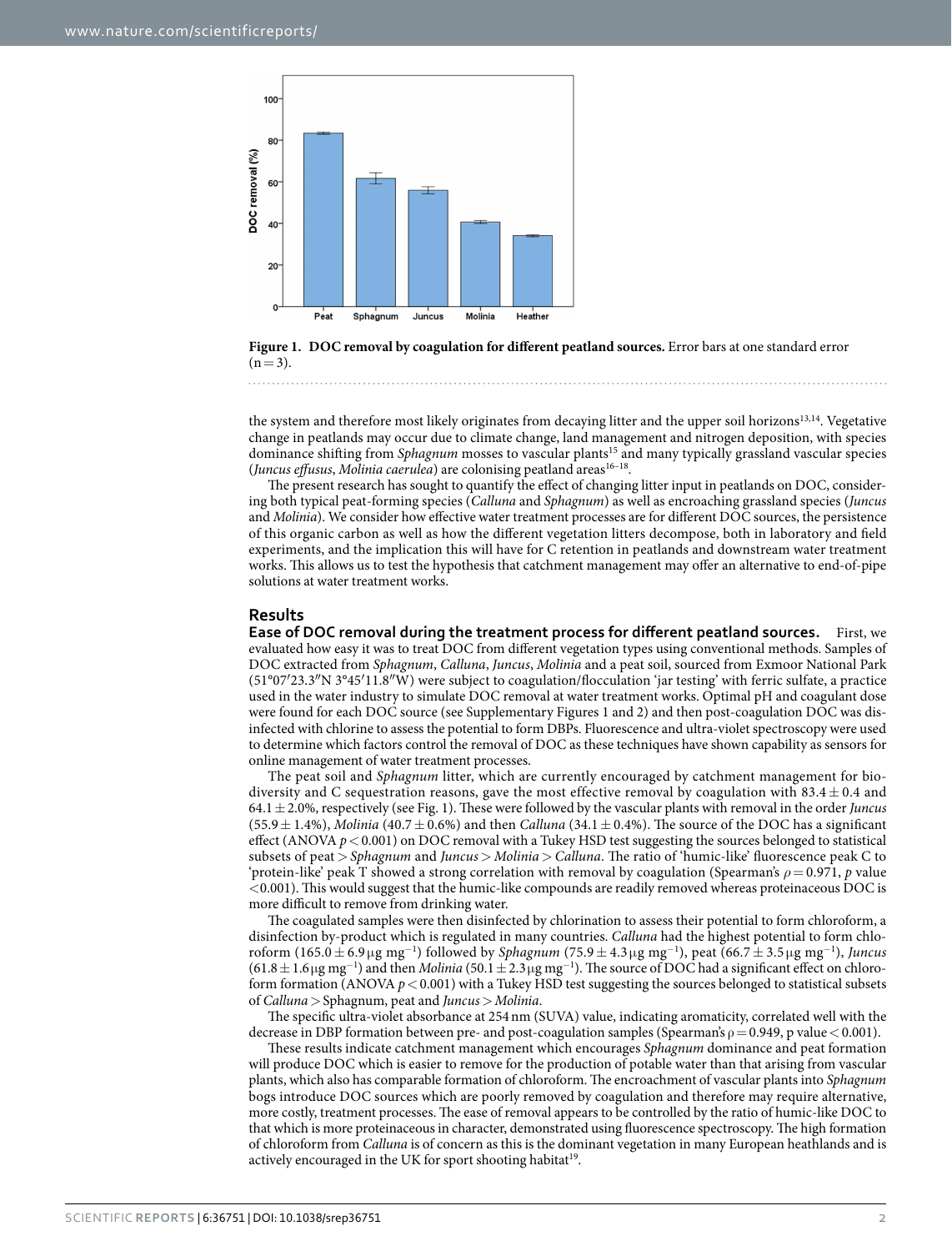**Figure 1. DOC removal by coagulation for different peatland sources.** Error bars at one standard error ($n = 3$).

the system and therefore most likely originates from decaying litter and the upper soil horizons[13,14]. Vegetative change in peatlands may occur due to climate change, land management and nitrogen deposition, with species dominance shifting from *Sphagnum* mosses to vascular plants[15] and many typically grassland vascular species (*Juncus effusus*, *Molinia caerulea*) are colonising peatland areas[16–18].

The present research has sought to quantify the effect of changing litter input in peatlands on DOC, considering both typical peat-forming species (*Calluna* and *Sphagnum*) as well as encroaching grassland species (*Juncus* and *Molinia*). We consider how effective water treatment processes are for different DOC sources, the persistence of this organic carbon as well as how the different vegetation litters decompose, both in laboratory and field experiments, and the implication this will have for C retention in peatlands and downstream water treatment works. This allows us to test the hypothesis that catchment management may offer an alternative to end-of-pipe solutions at water treatment works.

## Results

**Ease of DOC removal during the treatment process for different peatland sources.** First, we evaluated how easy it was to treat DOC from different vegetation types using conventional methods. Samples of DOC extracted from *Sphagnum*, *Calluna*, *Juncus*, *Molinia* and a peat soil, sourced from Exmoor National Park (51°07′23.3″N 3°45′11.8″W) were subject to coagulation/flocculation 'jar testing' with ferric sulfate, a practice used in the water industry to simulate DOC removal at water treatment works. Optimal pH and coagulant dose were found for each DOC source (see Supplementary Figures 1 and 2) and then post-coagulation DOC was disinfected with chlorine to assess the potential to form DBPs. Fluorescence and ultra-violet spectroscopy were used to determine which factors control the removal of DOC as these techniques have shown capability as sensors for online management of water treatment processes.

The peat soil and *Sphagnum* litter, which are currently encouraged by catchment management for biodiversity and C sequestration reasons, gave the most effective removal by coagulation with $83.4 \pm 0.4$ and $64.1 \pm 2.0\%$, respectively (see Fig. 1). These were followed by the vascular plants with removal in the order *Juncus* ($55.9 \pm 1.4\%$), *Molinia* ($40.7 \pm 0.6\%$) and then *Calluna* ($34.1 \pm 0.4\%$). The source of the DOC has a significant effect (ANOVA $p < 0.001$) on DOC removal with a Tukey HSD test suggesting the sources belonged to statistical subsets of peat > *Sphagnum* and *Juncus* > *Molinia* > *Calluna*. The ratio of 'humic-like' fluorescence peak C to 'protein-like' peak T showed a strong correlation with removal by coagulation (Spearman's $\rho = 0.971$, $p$ value $<0.001$). This would suggest that the humic-like compounds are readily removed whereas proteinaceous DOC is more difficult to remove from drinking water.

The coagulated samples were then disinfected by chlorination to assess their potential to form chloroform, a disinfection by-product which is regulated in many countries. *Calluna* had the highest potential to form chloroform ($165.0 \pm 6.9\,\mu g\ mg^{-1}$) followed by *Sphagnum* ($75.9 \pm 4.3\,\mu g\ mg^{-1}$), peat ($66.7 \pm 3.5\,\mu g\ mg^{-1}$), *Juncus* ($61.8 \pm 1.6\,\mu g\ mg^{-1}$) and then *Molinia* ($50.1 \pm 2.3\,\mu g\ mg^{-1}$). The source of DOC had a significant effect on chloroform formation (ANOVA $p < 0.001$) with a Tukey HSD test suggesting the sources belonged to statistical subsets of *Calluna* > Sphagnum, peat and *Juncus* > *Molinia*.

The specific ultra-violet absorbance at 254 nm (SUVA) value, indicating aromaticity, correlated well with the decrease in DBP formation between pre- and post-coagulation samples (Spearman's $\rho = 0.949$, p value $< 0.001$).

These results indicate catchment management which encourages *Sphagnum* dominance and peat formation will produce DOC which is easier to remove for the production of potable water than that arising from vascular plants, which also has comparable formation of chloroform. The encroachment of vascular plants into *Sphagnum* bogs introduce DOC sources which are poorly removed by coagulation and therefore may require alternative, more costly, treatment processes. The ease of removal appears to be controlled by the ratio of humic-like DOC to that which is more proteinaceous in character, demonstrated using fluorescence spectroscopy. The high formation of chloroform from *Calluna* is of concern as this is the dominant vegetation in many European heathlands and is actively encouraged in the UK for sport shooting habitat[19].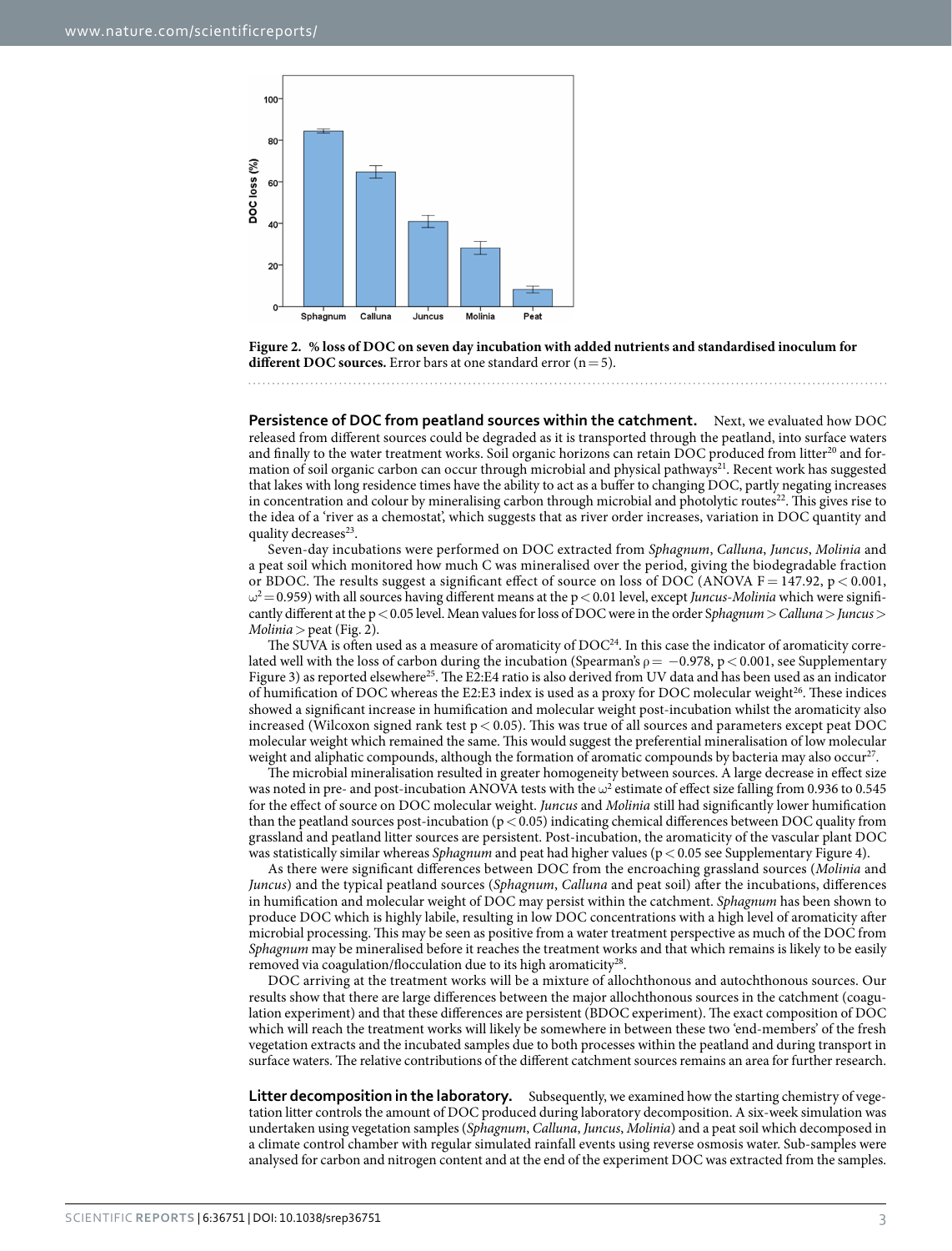DOC loss (%)

100
80
60
40
20
0

Sphagnum Calluna Juncus Molinia Peat

**Figure 2. % loss of DOC on seven day incubation with added nutrients and standardised inoculum for different DOC sources.** Error bars at one standard error ($n = 5$).

**Persistence of DOC from peatland sources within the catchment.** Next, we evaluated how DOC released from different sources could be degraded as it is transported through the peatland, into surface waters and finally to the water treatment works. Soil organic horizons can retain DOC produced from litter[20] and formation of soil organic carbon can occur through microbial and physical pathways[21]. Recent work has suggested that lakes with long residence times have the ability to act as a buffer to changing DOC, partly negating increases in concentration and colour by mineralising carbon through microbial and photolytic routes[22]. This gives rise to the idea of a 'river as a chemostat', which suggests that as river order increases, variation in DOC quantity and quality decreases[23].

Seven-day incubations were performed on DOC extracted from *Sphagnum*, *Calluna*, *Juncus*, *Molinia* and a peat soil which monitored how much C was mineralised over the period, giving the biodegradable fraction or BDOC. The results suggest a significant effect of source on loss of DOC (ANOVA $F = 147.92$, $p < 0.001$, $\omega^2 = 0.959$) with all sources having different means at the $p < 0.01$ level, except *Juncus-Molinia* which were significantly different at the $p < 0.05$ level. Mean values for loss of DOC were in the order S*phagnum* > *Calluna* > *Juncus* > *Molinia* > peat (Fig. 2).

The SUVA is often used as a measure of aromaticity of DOC[24]. In this case the indicator of aromaticity correlated well with the loss of carbon during the incubation (Spearman's $\rho = -0.978$, $p < 0.001$, see Supplementary Figure 3) as reported elsewhere[25]. The E2:E4 ratio is also derived from UV data and has been used as an indicator of humification of DOC whereas the E2:E3 index is used as a proxy for DOC molecular weight[26]. These indices showed a significant increase in humification and molecular weight post-incubation whilst the aromaticity also increased (Wilcoxon signed rank test $p < 0.05$). This was true of all sources and parameters except peat DOC molecular weight which remained the same. This would suggest the preferential mineralisation of low molecular weight and aliphatic compounds, although the formation of aromatic compounds by bacteria may also occur[27].

The microbial mineralisation resulted in greater homogeneity between sources. A large decrease in effect size was noted in pre- and post-incubation ANOVA tests with the $\omega^2$ estimate of effect size falling from 0.936 to 0.545 for the effect of source on DOC molecular weight. *Juncus* and *Molinia* still had significantly lower humification than the peatland sources post-incubation ($p < 0.05$) indicating chemical differences between DOC quality from grassland and peatland litter sources are persistent. Post-incubation, the aromaticity of the vascular plant DOC was statistically similar whereas *Sphagnum* and peat had higher values ($p < 0.05$ see Supplementary Figure 4).

As there were significant differences between DOC from the encroaching grassland sources (*Molinia* and *Juncus*) and the typical peatland sources (*Sphagnum*, *Calluna* and peat soil) after the incubations, differences in humification and molecular weight of DOC may persist within the catchment. *Sphagnum* has been shown to produce DOC which is highly labile, resulting in low DOC concentrations with a high level of aromaticity after microbial processing. This may be seen as positive from a water treatment perspective as much of the DOC from *Sphagnum* may be mineralised before it reaches the treatment works and that which remains is likely to be easily removed via coagulation/flocculation due to its high aromaticity[28].

DOC arriving at the treatment works will be a mixture of allochthonous and autochthonous sources. Our results show that there are large differences between the major allochthonous sources in the catchment (coagulation experiment) and that these differences are persistent (BDOC experiment). The exact composition of DOC which will reach the treatment works will likely be somewhere in between these two 'end-members' of the fresh vegetation extracts and the incubated samples due to both processes within the peatland and during transport in surface waters. The relative contributions of the different catchment sources remains an area for further research.

**Litter decomposition in the laboratory.** Subsequently, we examined how the starting chemistry of vegetation litter controls the amount of DOC produced during laboratory decomposition. A six-week simulation was undertaken using vegetation samples (*Sphagnum*, *Calluna*, *Juncus*, *Molinia*) and a peat soil which decomposed in a climate control chamber with regular simulated rainfall events using reverse osmosis water. Sub-samples were analysed for carbon and nitrogen content and at the end of the experiment DOC was extracted from the samples.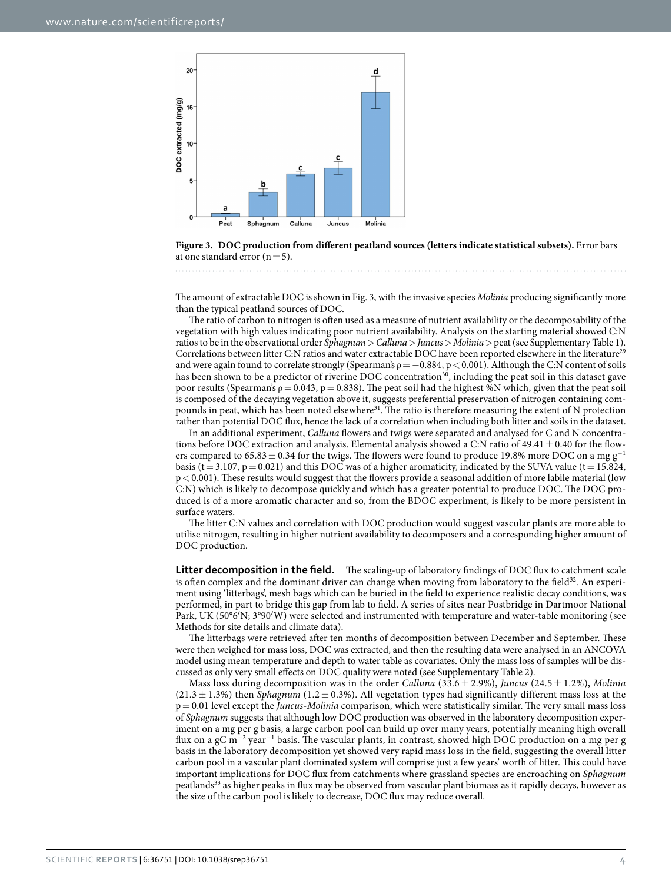**Figure 3. DOC production from different peatland sources (letters indicate statistical subsets).** Error bars at one standard error ($n = 5$).

The amount of extractable DOC is shown in Fig. 3, with the invasive species *Molinia* producing significantly more than the typical peatland sources of DOC.

The ratio of carbon to nitrogen is often used as a measure of nutrient availability or the decomposability of the vegetation with high values indicating poor nutrient availability. Analysis on the starting material showed C:N ratios to be in the observational order *Sphagnum* > *Calluna* > *Juncus* > *Molinia* > peat (see Supplementary Table 1). Correlations between litter C:N ratios and water extractable DOC have been reported elsewhere in the literature[29] and were again found to correlate strongly (Spearman's $\rho = -0.884$, $p < 0.001$). Although the C:N content of soils has been shown to be a predictor of riverine DOC concentration[30], including the peat soil in this dataset gave poor results (Spearman's $\rho = 0.043$, $p = 0.838$). The peat soil had the highest %N which, given that the peat soil is composed of the decaying vegetation above it, suggests preferential preservation of nitrogen containing compounds in peat, which has been noted elsewhere[31]. The ratio is therefore measuring the extent of N protection rather than potential DOC flux, hence the lack of a correlation when including both litter and soils in the dataset.

In an additional experiment, *Calluna* flowers and twigs were separated and analysed for C and N concentrations before DOC extraction and analysis. Elemental analysis showed a C:N ratio of $49.41 \pm 0.40$ for the flowers compared to $65.83 \pm 0.34$ for the twigs. The flowers were found to produce 19.8% more DOC on a mg $g^{-1}$ basis ($t = 3.107$, $p = 0.021$) and this DOC was of a higher aromaticity, indicated by the SUVA value ($t = 15.824$, $p < 0.001$). These results would suggest that the flowers provide a seasonal addition of more labile material (low C:N) which is likely to decompose quickly and which has a greater potential to produce DOC. The DOC produced is of a more aromatic character and so, from the BDOC experiment, is likely to be more persistent in surface waters.

The litter C:N values and correlation with DOC production would suggest vascular plants are more able to utilise nitrogen, resulting in higher nutrient availability to decomposers and a corresponding higher amount of DOC production.

**Litter decomposition in the field.** The scaling-up of laboratory findings of DOC flux to catchment scale is often complex and the dominant driver can change when moving from laboratory to the field[32]. An experiment using 'litterbags', mesh bags which can be buried in the field to experience realistic decay conditions, was performed, in part to bridge this gap from lab to field. A series of sites near Postbridge in Dartmoor National Park, UK (50°6′N; 3°90′W) were selected and instrumented with temperature and water-table monitoring (see Methods for site details and climate data).

The litterbags were retrieved after ten months of decomposition between December and September. These were then weighed for mass loss, DOC was extracted, and then the resulting data were analysed in an ANCOVA model using mean temperature and depth to water table as covariates. Only the mass loss of samples will be discussed as only very small effects on DOC quality were noted (see Supplementary Table 2).

Mass loss during decomposition was in the order *Calluna* ($33.6 \pm 2.9\%$), *Juncus* ($24.5 \pm 1.2\%$), *Molinia* ($21.3 \pm 1.3\%$) then *Sphagnum* ($1.2 \pm 0.3\%$). All vegetation types had significantly different mass loss at the $p = 0.01$ level except the *Juncus-Molinia* comparison, which were statistically similar. The very small mass loss of *Sphagnum* suggests that although low DOC production was observed in the laboratory decomposition experiment on a mg per g basis, a large carbon pool can build up over many years, potentially meaning high overall flux on a gC $m^{-2}$ $year^{-1}$ basis. The vascular plants, in contrast, showed high DOC production on a mg per g basis in the laboratory decomposition yet showed very rapid mass loss in the field, suggesting the overall litter carbon pool in a vascular plant dominated system will comprise just a few years' worth of litter. This could have important implications for DOC flux from catchments where grassland species are encroaching on *Sphagnum* peatlands[33] as higher peaks in flux may be observed from vascular plant biomass as it rapidly decays, however as the size of the carbon pool is likely to decrease, DOC flux may reduce overall.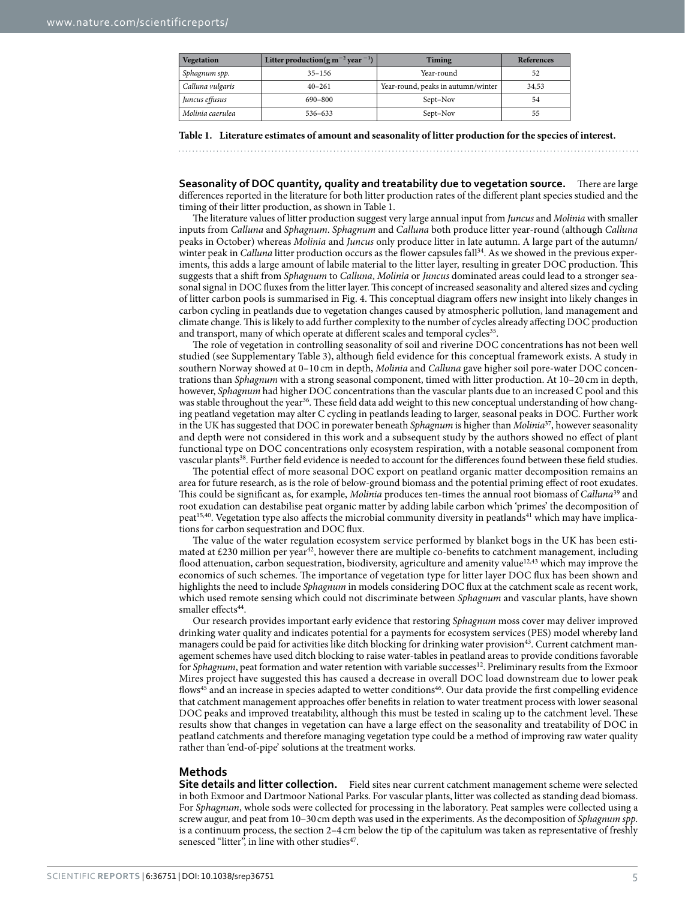| Vegetation | Litter production($g\ m^{-2}\ year^{-1}$) | Timing | References |
|---|---|---|---|
| *Sphagnum spp.* | 35–156 | Year-round | 52 |
| *Calluna vulgaris* | 40–261 | Year-round, peaks in autumn/winter | 34,53 |
| *Juncus effusus* | 690–800 | Sept–Nov | 54 |
| *Molinia caerulea* | 536–633 | Sept–Nov | 55 |

**Table 1. Literature estimates of amount and seasonality of litter production for the species of interest.**

**Seasonality of DOC quantity, quality and treatability due to vegetation source.** There are large differences reported in the literature for both litter production rates of the different plant species studied and the timing of their litter production, as shown in Table 1.

The literature values of litter production suggest very large annual input from *Juncus* and *Molinia* with smaller inputs from *Calluna* and *Sphagnum*. *Sphagnum* and *Calluna* both produce litter year-round (although *Calluna* peaks in October) whereas *Molinia* and *Juncus* only produce litter in late autumn. A large part of the autumn/winter peak in *Calluna* litter production occurs as the flower capsules fall[34]. As we showed in the previous experiments, this adds a large amount of labile material to the litter layer, resulting in greater DOC production. This suggests that a shift from *Sphagnum* to *Calluna*, *Molinia* or *Juncus* dominated areas could lead to a stronger seasonal signal in DOC fluxes from the litter layer. This concept of increased seasonality and altered sizes and cycling of litter carbon pools is summarised in Fig. 4. This conceptual diagram offers new insight into likely changes in carbon cycling in peatlands due to vegetation changes caused by atmospheric pollution, land management and climate change. This is likely to add further complexity to the number of cycles already affecting DOC production and transport, many of which operate at different scales and temporal cycles[35].

The role of vegetation in controlling seasonality of soil and riverine DOC concentrations has not been well studied (see Supplementary Table 3), although field evidence for this conceptual framework exists. A study in southern Norway showed at 0–10 cm in depth, *Molinia* and *Calluna* gave higher soil pore-water DOC concentrations than *Sphagnum* with a strong seasonal component, timed with litter production. At 10–20 cm in depth, however, *Sphagnum* had higher DOC concentrations than the vascular plants due to an increased C pool and this was stable throughout the year[36]. These field data add weight to this new conceptual understanding of how changing peatland vegetation may alter C cycling in peatlands leading to larger, seasonal peaks in DOC. Further work in the UK has suggested that DOC in porewater beneath *Sphagnum* is higher than *Molinia*[37], however seasonality and depth were not considered in this work and a subsequent study by the authors showed no effect of plant functional type on DOC concentrations only ecosystem respiration, with a notable seasonal component from vascular plants[38]. Further field evidence is needed to account for the differences found between these field studies.

The potential effect of more seasonal DOC export on peatland organic matter decomposition remains an area for future research, as is the role of below-ground biomass and the potential priming effect of root exudates. This could be significant as, for example, *Molinia* produces ten-times the annual root biomass of *Calluna*[39] and root exudation can destabilise peat organic matter by adding labile carbon which 'primes' the decomposition of peat[15,40]. Vegetation type also affects the microbial community diversity in peatlands[41] which may have implications for carbon sequestration and DOC flux.

The value of the water regulation ecosystem service performed by blanket bogs in the UK has been estimated at £230 million per year[42], however there are multiple co-benefits to catchment management, including flood attenuation, carbon sequestration, biodiversity, agriculture and amenity value[12,43] which may improve the economics of such schemes. The importance of vegetation type for litter layer DOC flux has been shown and highlights the need to include *Sphagnum* in models considering DOC flux at the catchment scale as recent work, which used remote sensing which could not discriminate between *Sphagnum* and vascular plants, have shown smaller effects[44].

Our research provides important early evidence that restoring *Sphagnum* moss cover may deliver improved drinking water quality and indicates potential for a payments for ecosystem services (PES) model whereby land managers could be paid for activities like ditch blocking for drinking water provision[43]. Current catchment management schemes have used ditch blocking to raise water-tables in peatland areas to provide conditions favorable for *Sphagnum*, peat formation and water retention with variable successes[12]. Preliminary results from the Exmoor Mires project have suggested this has caused a decrease in overall DOC load downstream due to lower peak flows[45] and an increase in species adapted to wetter conditions[46]. Our data provide the first compelling evidence that catchment management approaches offer benefits in relation to water treatment process with lower seasonal DOC peaks and improved treatability, although this must be tested in scaling up to the catchment level. These results show that changes in vegetation can have a large effect on the seasonality and treatability of DOC in peatland catchments and therefore managing vegetation type could be a method of improving raw water quality rather than 'end-of-pipe' solutions at the treatment works.

## Methods

**Site details and litter collection.** Field sites near current catchment management scheme were selected in both Exmoor and Dartmoor National Parks. For vascular plants, litter was collected as standing dead biomass. For *Sphagnum*, whole sods were collected for processing in the laboratory. Peat samples were collected using a screw augur, and peat from 10–30 cm depth was used in the experiments. As the decomposition of *Sphagnum spp.* is a continuum process, the section 2–4 cm below the tip of the capitulum was taken as representative of freshly senesced "litter", in line with other studies[47].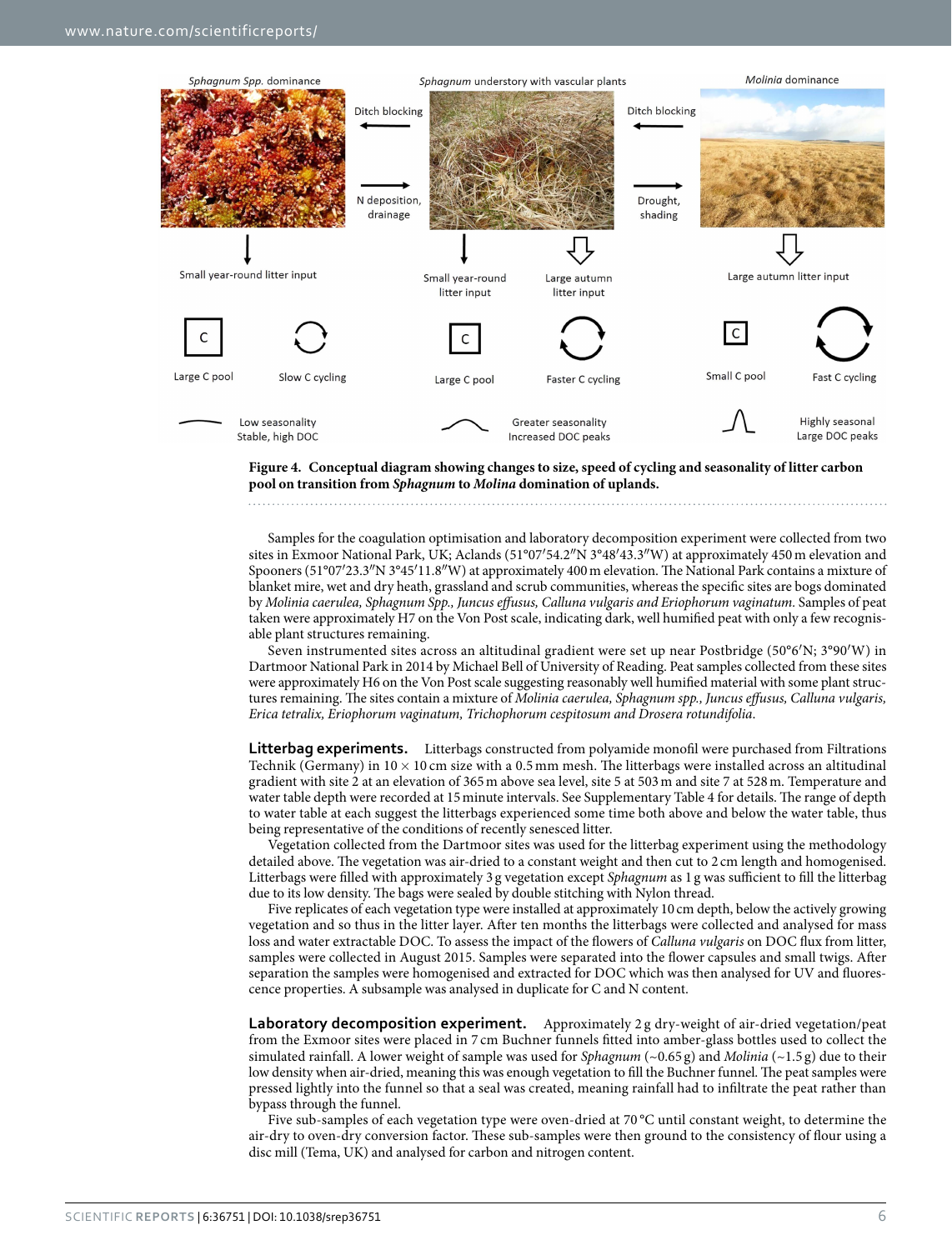**Figure 4. Conceptual diagram showing changes to size, speed of cycling and seasonality of litter carbon pool on transition from *Sphagnum* to *Molina* domination of uplands.**

Samples for the coagulation optimisation and laboratory decomposition experiment were collected from two sites in Exmoor National Park, UK; Aclands (51°07′54.2″N 3°48′43.3″W) at approximately 450 m elevation and Spooners (51°07′23.3″N 3°45′11.8″W) at approximately 400 m elevation. The National Park contains a mixture of blanket mire, wet and dry heath, grassland and scrub communities, whereas the specific sites are bogs dominated by *Molinia caerulea, Sphagnum Spp., Juncus effusus, Calluna vulgaris and Eriophorum vaginatum*. Samples of peat taken were approximately H7 on the Von Post scale, indicating dark, well humified peat with only a few recognisable plant structures remaining.

Seven instrumented sites across an altitudinal gradient were set up near Postbridge (50°6′N; 3°90′W) in Dartmoor National Park in 2014 by Michael Bell of University of Reading. Peat samples collected from these sites were approximately H6 on the Von Post scale indicating reasonably well humified material with some plant structures remaining. The sites contain a mixture of *Molinia caerulea, Sphagnum spp., Juncus effusus, Calluna vulgaris, Erica tetralix, Eriophorum vaginatum, Trichophorum cespitosum and Drosera rotundifolia*.

**Litterbag experiments.** Litterbags constructed from polyamide monofil were purchased from Filtrations Technik (Germany) in 10 × 10 cm size with a 0.5 mm mesh. The litterbags were installed across an altitudinal gradient with site 2 at an elevation of 365 m above sea level, site 5 at 503 m and site 7 at 528 m. Temperature and water table depth were recorded at 15 minute intervals. See Supplementary Table 4 for details. The range of depth to water table at each suggest the litterbags experienced some time both above and below the water table, thus being representative of the conditions of recently senesced litter.

Vegetation collected from the Dartmoor sites was used for the litterbag experiment using the methodology detailed above. The vegetation was air-dried to a constant weight and then cut to 2 cm length and homogenised. Litterbags were filled with approximately 3 g vegetation except *Sphagnum* as 1 g was sufficient to fill the litterbag due to its low density. The bags were sealed by double stitching with Nylon thread.

Five replicates of each vegetation type were installed at approximately 10 cm depth, below the actively growing vegetation and so thus in the litter layer. After ten months the litterbags were collected and analysed for mass loss and water extractable DOC. To assess the impact of the flowers of *Calluna vulgaris* on DOC flux from litter, samples were collected in August 2015. Samples were separated into the flower capsules and small twigs. After separation the samples were homogenised and extracted for DOC which was then analysed for UV and fluorescence properties. A subsample was analysed in duplicate for C and N content.

**Laboratory decomposition experiment.** Approximately 2 g dry-weight of air-dried vegetation/peat from the Exmoor sites were placed in 7 cm Buchner funnels fitted into amber-glass bottles used to collect the simulated rainfall. A lower weight of sample was used for *Sphagnum* (~0.65 g) and *Molinia* (~1.5 g) due to their low density when air-dried, meaning this was enough vegetation to fill the Buchner funnel. The peat samples were pressed lightly into the funnel so that a seal was created, meaning rainfall had to infiltrate the peat rather than bypass through the funnel.

Five sub-samples of each vegetation type were oven-dried at 70 °C until constant weight, to determine the air-dry to oven-dry conversion factor. These sub-samples were then ground to the consistency of flour using a disc mill (Tema, UK) and analysed for carbon and nitrogen content.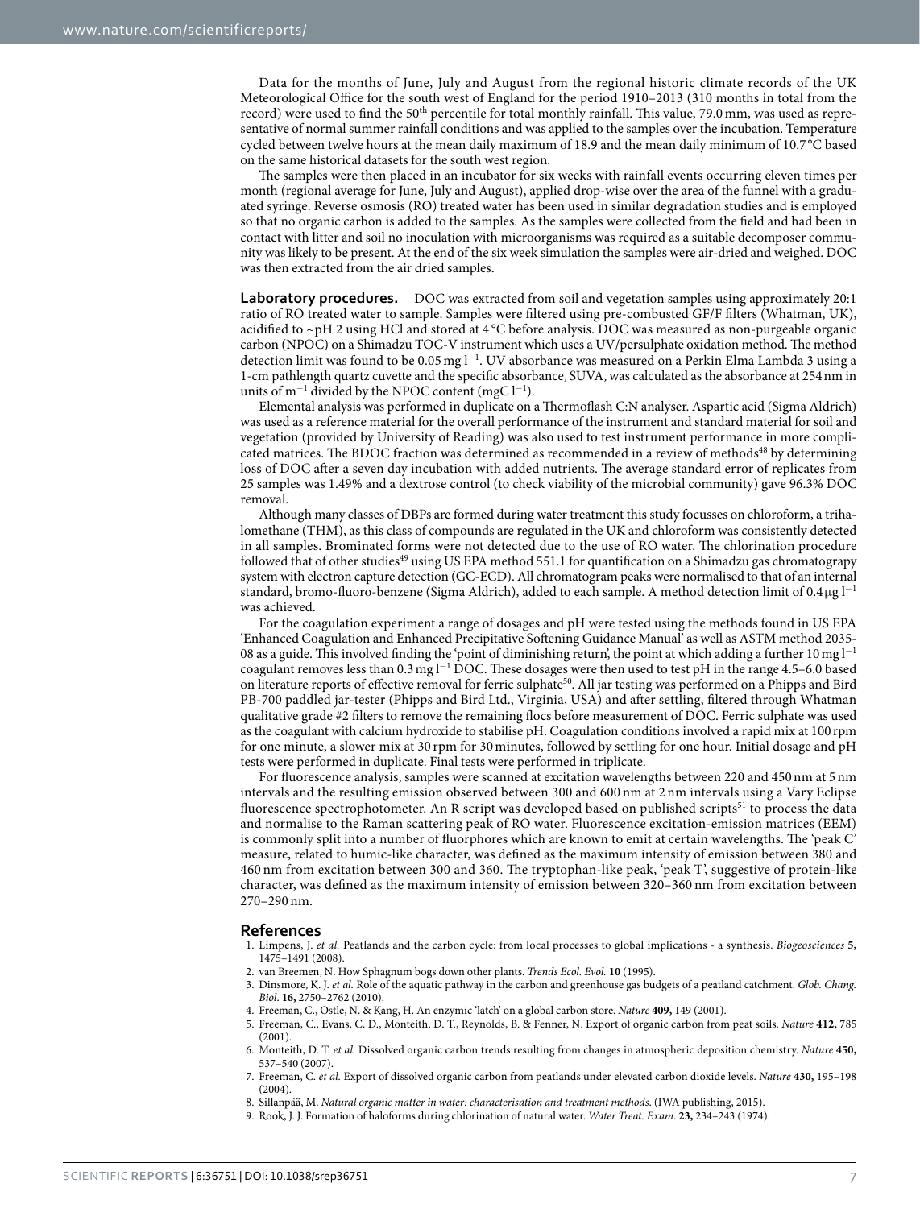Data for the months of June, July and August from the regional historic climate records of the UK Meteorological Office for the south west of England for the period 1910–2013 (310 months in total from the record) were used to find the 50th percentile for total monthly rainfall. This value, 79.0 mm, was used as representative of normal summer rainfall conditions and was applied to the samples over the incubation. Temperature cycled between twelve hours at the mean daily maximum of 18.9 and the mean daily minimum of 10.7 °C based on the same historical datasets for the south west region.

The samples were then placed in an incubator for six weeks with rainfall events occurring eleven times per month (regional average for June, July and August), applied drop-wise over the area of the funnel with a graduated syringe. Reverse osmosis (RO) treated water has been used in similar degradation studies and is employed so that no organic carbon is added to the samples. As the samples were collected from the field and had been in contact with litter and soil no inoculation with microorganisms was required as a suitable decomposer community was likely to be present. At the end of the six week simulation the samples were air-dried and weighed. DOC was then extracted from the air dried samples.

**Laboratory procedures.** DOC was extracted from soil and vegetation samples using approximately 20:1 ratio of RO treated water to sample. Samples were filtered using pre-combusted GF/F filters (Whatman, UK), acidified to ~pH 2 using HCl and stored at 4 °C before analysis. DOC was measured as non-purgeable organic carbon (NPOC) on a Shimadzu TOC-V instrument which uses a UV/persulphate oxidation method. The method detection limit was found to be 0.05 mg $l^{-1}$. UV absorbance was measured on a Perkin Elma Lambda 3 using a 1-cm pathlength quartz cuvette and the specific absorbance, SUVA, was calculated as the absorbance at 254 nm in units of $m^{-1}$ divided by the NPOC content (mgC $l^{-1}$).

Elemental analysis was performed in duplicate on a Thermoflash C:N analyser. Aspartic acid (Sigma Aldrich) was used as a reference material for the overall performance of the instrument and standard material for soil and vegetation (provided by University of Reading) was also used to test instrument performance in more complicated matrices. The BDOC fraction was determined as recommended in a review of methods[48] by determining loss of DOC after a seven day incubation with added nutrients. The average standard error of replicates from 25 samples was 1.49% and a dextrose control (to check viability of the microbial community) gave 96.3% DOC removal.

Although many classes of DBPs are formed during water treatment this study focusses on chloroform, a trihalomethane (THM), as this class of compounds are regulated in the UK and chloroform was consistently detected in all samples. Brominated forms were not detected due to the use of RO water. The chlorination procedure followed that of other studies[49] using US EPA method 551.1 for quantification on a Shimadzu gas chromatograpy system with electron capture detection (GC-ECD). All chromatogram peaks were normalised to that of an internal standard, bromo-fluoro-benzene (Sigma Aldrich), added to each sample. A method detection limit of 0.4 μg $l^{-1}$ was achieved.

For the coagulation experiment a range of dosages and pH were tested using the methods found in US EPA 'Enhanced Coagulation and Enhanced Precipitative Softening Guidance Manual' as well as ASTM method 2035-08 as a guide. This involved finding the 'point of diminishing return', the point at which adding a further 10 mg $l^{-1}$ coagulant removes less than 0.3 mg $l^{-1}$ DOC. These dosages were then used to test pH in the range 4.5–6.0 based on literature reports of effective removal for ferric sulphate[50]. All jar testing was performed on a Phipps and Bird PB-700 paddled jar-tester (Phipps and Bird Ltd., Virginia, USA) and after settling, filtered through Whatman qualitative grade #2 filters to remove the remaining flocs before measurement of DOC. Ferric sulphate was used as the coagulant with calcium hydroxide to stabilise pH. Coagulation conditions involved a rapid mix at 100 rpm for one minute, a slower mix at 30 rpm for 30 minutes, followed by settling for one hour. Initial dosage and pH tests were performed in duplicate. Final tests were performed in triplicate.

For fluorescence analysis, samples were scanned at excitation wavelengths between 220 and 450 nm at 5 nm intervals and the resulting emission observed between 300 and 600 nm at 2 nm intervals using a Vary Eclipse fluorescence spectrophotometer. An R script was developed based on published scripts[51] to process the data and normalise to the Raman scattering peak of RO water. Fluorescence excitation-emission matrices (EEM) is commonly split into a number of fluorphores which are known to emit at certain wavelengths. The 'peak C' measure, related to humic-like character, was defined as the maximum intensity of emission between 380 and 460 nm from excitation between 300 and 360. The tryptophan-like peak, 'peak T', suggestive of protein-like character, was defined as the maximum intensity of emission between 320–360 nm from excitation between 270–290 nm.

## References

1. Limpens, J. *et al.* Peatlands and the carbon cycle: from local processes to global implications - a synthesis. *Biogeosciences* **5,** 1475–1491 (2008).
2. van Breemen, N. How Sphagnum bogs down other plants. *Trends Ecol. Evol.* **10** (1995).
3. Dinsmore, K. J. *et al.* Role of the aquatic pathway in the carbon and greenhouse gas budgets of a peatland catchment. *Glob. Chang. Biol.* **16,** 2750–2762 (2010).
4. Freeman, C., Ostle, N. & Kang, H. An enzymic 'latch' on a global carbon store. *Nature* **409,** 149 (2001).
5. Freeman, C., Evans, C. D., Monteith, D. T., Reynolds, B. & Fenner, N. Export of organic carbon from peat soils. *Nature* **412,** 785 (2001).
6. Monteith, D. T. *et al.* Dissolved organic carbon trends resulting from changes in atmospheric deposition chemistry. *Nature* **450,** 537–540 (2007).
7. Freeman, C. *et al.* Export of dissolved organic carbon from peatlands under elevated carbon dioxide levels. *Nature* **430,** 195–198 (2004).
8. Sillanpää, M. *Natural organic matter in water: characterisation and treatment methods*. (IWA publishing, 2015).
9. Rook, J. J. Formation of haloforms during chlorination of natural water. *Water Treat. Exam.* **23,** 234–243 (1974).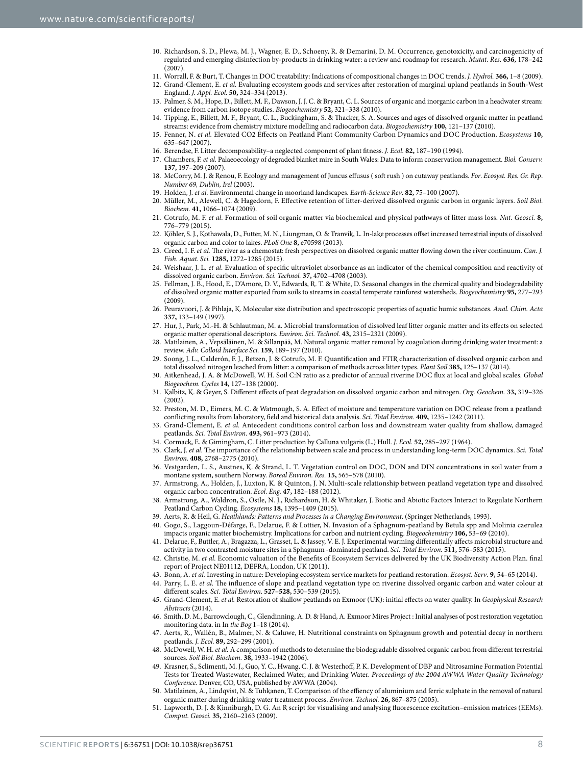10. Richardson, S. D., Plewa, M. J., Wagner, E. D., Schoeny, R. & Demarini, D. M. Occurrence, genotoxicity, and carcinogenicity of regulated and emerging disinfection by-products in drinking water: a review and roadmap for research. *Mutat. Res.* **636,** 178–242 (2007).
11. Worrall, F. & Burt, T. Changes in DOC treatability: Indications of compositional changes in DOC trends. *J. Hydrol.* **366,** 1–8 (2009).
12. Grand-Clement, E. *et al.* Evaluating ecosystem goods and services after restoration of marginal upland peatlands in South-West England. *J. Appl. Ecol.* **50,** 324–334 (2013).
13. Palmer, S. M., Hope, D., Billett, M. F., Dawson, J. J. C. & Bryant, C. L. Sources of organic and inorganic carbon in a headwater stream: evidence from carbon isotope studies. *Biogeochemistry* **52,** 321–338 (2010).
14. Tipping, E., Billett, M. F., Bryant, C. L., Buckingham, S. & Thacker, S. A. Sources and ages of dissolved organic matter in peatland streams: evidence from chemistry mixture modelling and radiocarbon data. *Biogeochemistry* **100,** 121–137 (2010).
15. Fenner, N. *et al.* Elevated CO2 Effects on Peatland Plant Community Carbon Dynamics and DOC Production. *Ecosystems* **10,** 635–647 (2007).
16. Berendse, F. Litter decomposability–a neglected component of plant fitness. *J. Ecol.* **82,** 187–190 (1994).
17. Chambers, F. *et al.* Palaeoecology of degraded blanket mire in South Wales: Data to inform conservation management. *Biol. Conserv.* **137,** 197–209 (2007).
18. McCorry, M. J. & Renou, F. Ecology and management of Juncus effusus ( soft rush ) on cutaway peatlands. *For. Ecosyst. Res. Gr. Rep. Number 69, Dublin, Irel* (2003).
19. Holden, J. *et al.* Environmental change in moorland landscapes. *Earth-Science Rev.* **82,** 75–100 (2007).
20. Müller, M., Alewell, C. & Hagedorn, F. Effective retention of litter-derived dissolved organic carbon in organic layers. *Soil Biol. Biochem.* **41,** 1066–1074 (2009).
21. Cotrufo, M. F. *et al.* Formation of soil organic matter via biochemical and physical pathways of litter mass loss. *Nat. Geosci.* **8,** 776–779 (2015).
22. Köhler, S. J., Kothawala, D., Futter, M. N., Liungman, O. & Tranvik, L. In-lake processes offset increased terrestrial inputs of dissolved organic carbon and color to lakes. *PLoS One* **8,** e70598 (2013).
23. Creed, I. F. *et al.* The river as a chemostat: fresh perspectives on dissolved organic matter flowing down the river continuum. *Can. J. Fish. Aquat. Sci.* **1285,** 1272–1285 (2015).
24. Weishaar, J. L. *et al.* Evaluation of specific ultraviolet absorbance as an indicator of the chemical composition and reactivity of dissolved organic carbon. *Environ. Sci. Technol.* **37,** 4702–4708 (2003).
25. Fellman, J. B., Hood, E., D'Amore, D. V., Edwards, R. T. & White, D. Seasonal changes in the chemical quality and biodegradability of dissolved organic matter exported from soils to streams in coastal temperate rainforest watersheds. *Biogeochemistry* **95,** 277–293 (2009).
26. Peuravuori, J. & Pihlaja, K. Molecular size distribution and spectroscopic properties of aquatic humic substances. *Anal. Chim. Acta* **337,** 133–149 (1997).
27. Hur, J., Park, M.-H. & Schlautman, M. a. Microbial transformation of dissolved leaf litter organic matter and its effects on selected organic matter operational descriptors. *Environ. Sci. Technol.* **43,** 2315–2321 (2009).
28. Matilainen, A., Vepsäläinen, M. & Sillanpää, M. Natural organic matter removal by coagulation during drinking water treatment: a review. *Adv. Colloid Interface Sci.* **159,** 189–197 (2010).
29. Soong, J. L., Calderón, F. J., Betzen, J. & Cotrufo, M. F. Quantification and FTIR characterization of dissolved organic carbon and total dissolved nitrogen leached from litter: a comparison of methods across litter types. *Plant Soil* **385,** 125–137 (2014).
30. Aitkenhead, J. A. & McDowell, W. H. Soil C:N ratio as a predictor of annual riverine DOC flux at local and global scales. *Global Biogeochem. Cycles* **14,** 127–138 (2000).
31. Kalbitz, K. & Geyer, S. Different effects of peat degradation on dissolved organic carbon and nitrogen. *Org. Geochem.* **33,** 319–326 (2002).
32. Preston, M. D., Eimers, M. C. & Watmough, S. A. Effect of moisture and temperature variation on DOC release from a peatland: conflicting results from laboratory, field and historical data analysis. *Sci. Total Environ.* **409,** 1235–1242 (2011).
33. Grand-Clement, E. *et al.* Antecedent conditions control carbon loss and downstream water quality from shallow, damaged peatlands. *Sci. Total Environ.* **493,** 961–973 (2014).
34. Cormack, E. & Gimingham, C. Litter production by Calluna vulgaris (L.) Hull. *J. Ecol.* **52,** 285–297 (1964).
35. Clark, J. *et al.* The importance of the relationship between scale and process in understanding long-term DOC dynamics. *Sci. Total Environ.* **408,** 2768–2775 (2010).
36. Vestgarden, L. S., Austnes, K. & Strand, L. T. Vegetation control on DOC, DON and DIN concentrations in soil water from a montane system, southern Norway. *Boreal Environ. Res.* **15,** 565–578 (2010).
37. Armstrong, A., Holden, J., Luxton, K. & Quinton, J. N. Multi-scale relationship between peatland vegetation type and dissolved organic carbon concentration. *Ecol. Eng.* **47,** 182–188 (2012).
38. Armstrong, A., Waldron, S., Ostle, N. J., Richardson, H. & Whitaker, J. Biotic and Abiotic Factors Interact to Regulate Northern Peatland Carbon Cycling. *Ecosystems* **18,** 1395–1409 (2015).
39. Aerts, R. & Heil, G. *Heathlands: Patterns and Processes in a Changing Environment*. (Springer Netherlands, 1993).
40. Gogo, S., Laggoun-Défarge, F., Delarue, F. & Lottier, N. Invasion of a Sphagnum-peatland by Betula spp and Molinia caerulea impacts organic matter biochemistry. Implications for carbon and nutrient cycling. *Biogeochemistry* **106,** 53–69 (2010).
41. Delarue, F., Buttler, A., Bragazza, L., Grasset, L. & Jassey, V. E. J. Experimental warming differentially affects microbial structure and activity in two contrasted moisture sites in a Sphagnum -dominated peatland. *Sci. Total Environ.* **511,** 576–583 (2015).
42. Christie, M. *et al.* Economic valuation of the Benefits of Ecosystem Services delivered by the UK Biodiversity Action Plan. final report of Project NE01112, DEFRA, London, UK (2011).
43. Bonn, A. *et al.* Investing in nature: Developing ecosystem service markets for peatland restoration. *Ecosyst. Serv.* **9,** 54–65 (2014).
44. Parry, L. E. *et al.* The influence of slope and peatland vegetation type on riverine dissolved organic carbon and water colour at different scales. *Sci. Total Environ.* **527–528,** 530–539 (2015).
45. Grand-Clement, E. *et al.* Restoration of shallow peatlands on Exmoor (UK): initial effects on water quality. In *Geophysical Research Abstracts* (2014).
46. Smith, D. M., Barrowclough, C., Glendinning, A. D. & Hand, A. Exmoor Mires Project : Initial analyses of post restoration vegetation monitoring data. in In *the Bog* 1–18 (2014).
47. Aerts, R., Wallén, B., Malmer, N. & Caluwe, H. Nutritional constraints on Sphagnum growth and potential decay in northern peatlands. *J. Ecol.* **89,** 292–299 (2001).
48. McDowell, W. H. *et al.* A comparison of methods to determine the biodegradable dissolved organic carbon from different terrestrial sources. *Soil Biol. Biochem.* **38,** 1933–1942 (2006).
49. Krasner, S., Sclimenti, M. J., Guo, Y. C., Hwang, C. J. & Westerhoff, P. K. Development of DBP and Nitrosamine Formation Potential Tests for Treated Wastewater, Reclaimed Water, and Drinking Water. *Proceedings of the 2004 AWWA Water Quality Technology Conference*. Denver, CO, USA, published by AWWA (2004).
50. Matilainen, A., Lindqvist, N. & Tuhkanen, T. Comparison of the effiency of aluminium and ferric sulphate in the removal of natural organic matter during drinking water treatment process. *Environ. Technol.* **26,** 867–875 (2005).
51. Lapworth, D. J. & Kinniburgh, D. G. An R script for visualising and analysing fluorescence excitation–emission matrices (EEMs). *Comput. Geosci.* **35,** 2160–2163 (2009).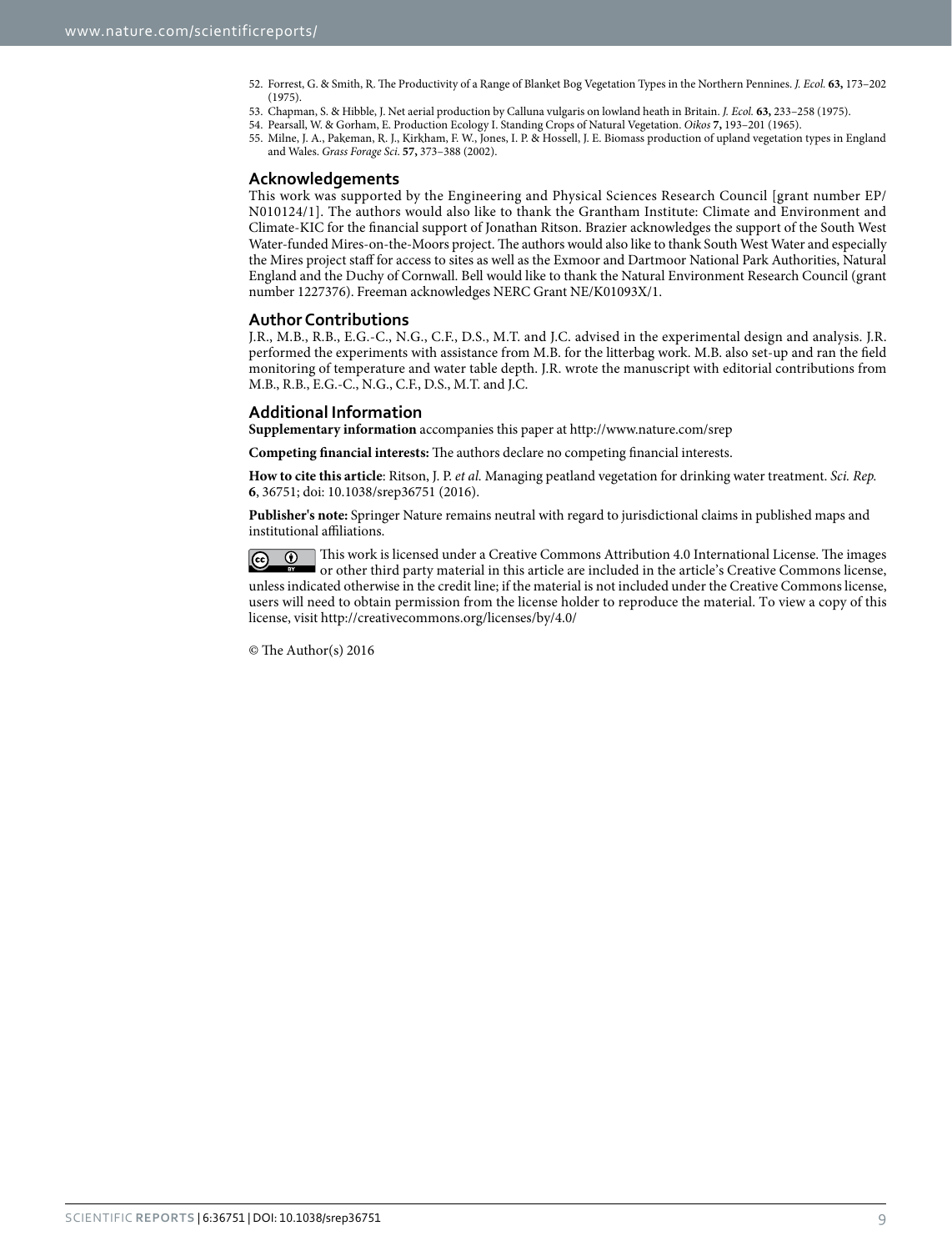52. Forrest, G. & Smith, R. The Productivity of a Range of Blanket Bog Vegetation Types in the Northern Pennines. *J. Ecol.* **63,** 173–202 (1975).
53. Chapman, S. & Hibble, J. Net aerial production by Calluna vulgaris on lowland heath in Britain. *J. Ecol.* **63,** 233–258 (1975).
54. Pearsall, W. & Gorham, E. Production Ecology I. Standing Crops of Natural Vegetation. *Oikos* **7,** 193–201 (1965).
55. Milne, J. A., Pakeman, R. J., Kirkham, F. W., Jones, I. P. & Hossell, J. E. Biomass production of upland vegetation types in England and Wales. *Grass Forage Sci.* **57,** 373–388 (2002).

## Acknowledgements

This work was supported by the Engineering and Physical Sciences Research Council [grant number EP/N010124/1]. The authors would also like to thank the Grantham Institute: Climate and Environment and Climate-KIC for the financial support of Jonathan Ritson. Brazier acknowledges the support of the South West Water-funded Mires-on-the-Moors project. The authors would also like to thank South West Water and especially the Mires project staff for access to sites as well as the Exmoor and Dartmoor National Park Authorities, Natural England and the Duchy of Cornwall. Bell would like to thank the Natural Environment Research Council (grant number 1227376). Freeman acknowledges NERC Grant NE/K01093X/1.

## Author Contributions

J.R., M.B., R.B., E.G.-C., N.G., C.F., D.S., M.T. and J.C. advised in the experimental design and analysis. J.R. performed the experiments with assistance from M.B. for the litterbag work. M.B. also set-up and ran the field monitoring of temperature and water table depth. J.R. wrote the manuscript with editorial contributions from M.B., R.B., E.G.-C., N.G., C.F., D.S., M.T. and J.C.

## Additional Information

**Supplementary information** accompanies this paper at http://www.nature.com/srep

**Competing financial interests:** The authors declare no competing financial interests.

**How to cite this article**: Ritson, J. P. *et al.* Managing peatland vegetation for drinking water treatment. *Sci. Rep.* **6**, 36751; doi: 10.1038/srep36751 (2016).

**Publisher's note:** Springer Nature remains neutral with regard to jurisdictional claims in published maps and institutional affiliations.

This work is licensed under a Creative Commons Attribution 4.0 International License. The images or other third party material in this article are included in the article's Creative Commons license, unless indicated otherwise in the credit line; if the material is not included under the Creative Commons license, users will need to obtain permission from the license holder to reproduce the material. To view a copy of this license, visit http://creativecommons.org/licenses/by/4.0/

© The Author(s) 2016